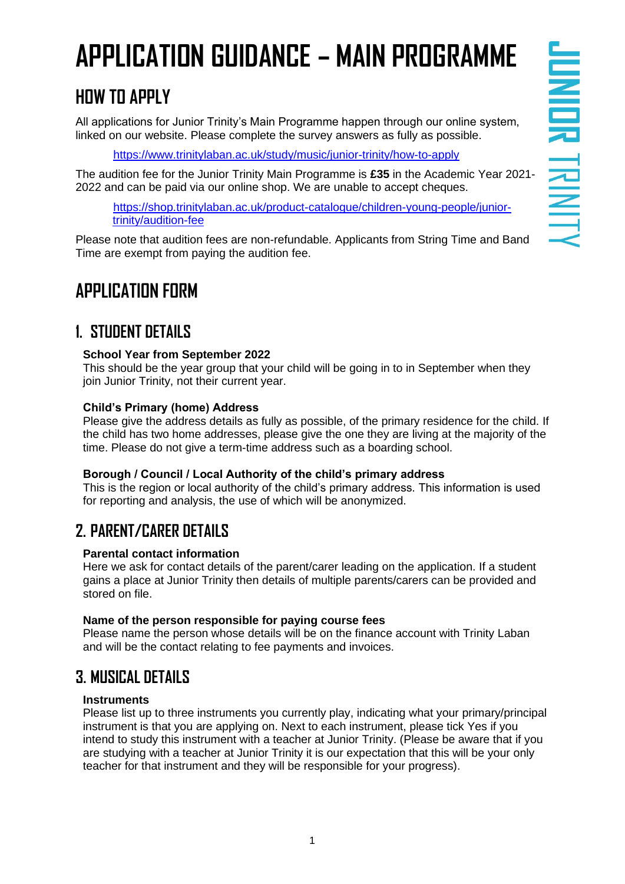# APPLICATION GUIDANCE – MAIN PROGRAMME

## HOW TO APPLY

All applications for Junior Trinity's Main Programme happen through our online system, linked on our website. Please complete the survey answers as fully as possible.

> https://www.trinitylaban.ac.uk/study/music/junior-trinity/how-to-apply

The audition fee for the Junior Trinity Main Programme is **£35** in the Academic Year 2021-2022 and can be paid via our online shop. We are unable to accept cheques.

> https://shop.trinitylaban.ac.uk/product-catalogue/children-young-people/junior-trinity/audition-fee

Please note that audition fees are non-refundable. Applicants from String Time and Band Time are exempt from paying the audition fee.

## APPLICATION FORM

### 1. STUDENT DETAILS

**School Year from September 2022**
This should be the year group that your child will be going in to in September when they join Junior Trinity, not their current year.

**Child's Primary (home) Address**
Please give the address details as fully as possible, of the primary residence for the child. If the child has two home addresses, please give the one they are living at the majority of the time. Please do not give a term-time address such as a boarding school.

**Borough / Council / Local Authority of the child's primary address**
This is the region or local authority of the child's primary address. This information is used for reporting and analysis, the use of which will be anonymized.

### 2. PARENT/CARER DETAILS

**Parental contact information**
Here we ask for contact details of the parent/carer leading on the application. If a student gains a place at Junior Trinity then details of multiple parents/carers can be provided and stored on file.

**Name of the person responsible for paying course fees**
Please name the person whose details will be on the finance account with Trinity Laban and will be the contact relating to fee payments and invoices.

### 3. MUSICAL DETAILS

**Instruments**
Please list up to three instruments you currently play, indicating what your primary/principal instrument is that you are applying on. Next to each instrument, please tick Yes if you intend to study this instrument with a teacher at Junior Trinity. (Please be aware that if you are studying with a teacher at Junior Trinity it is our expectation that this will be your only teacher for that instrument and they will be responsible for your progress).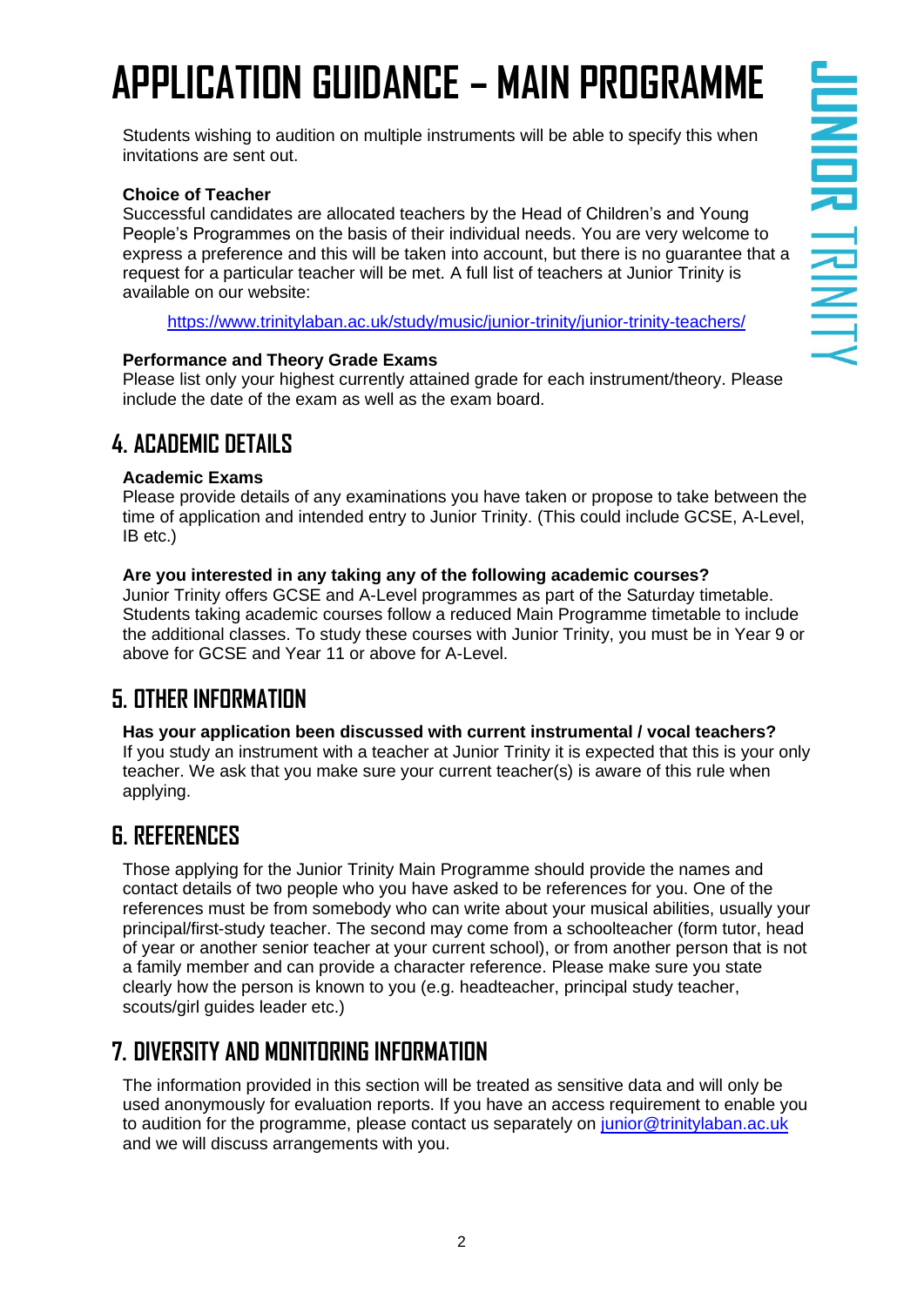# APPLICATION GUIDANCE – MAIN PROGRAMME

Students wishing to audition on multiple instruments will be able to specify this when invitations are sent out.

**Choice of Teacher**

Successful candidates are allocated teachers by the Head of Children's and Young People's Programmes on the basis of their individual needs. You are very welcome to express a preference and this will be taken into account, but there is no guarantee that a request for a particular teacher will be met. A full list of teachers at Junior Trinity is available on our website:

https://www.trinitylaban.ac.uk/study/music/junior-trinity/junior-trinity-teachers/

**Performance and Theory Grade Exams**

Please list only your highest currently attained grade for each instrument/theory. Please include the date of the exam as well as the exam board.

## 4. ACADEMIC DETAILS

**Academic Exams**

Please provide details of any examinations you have taken or propose to take between the time of application and intended entry to Junior Trinity. (This could include GCSE, A-Level, IB etc.)

**Are you interested in any taking any of the following academic courses?**

Junior Trinity offers GCSE and A-Level programmes as part of the Saturday timetable. Students taking academic courses follow a reduced Main Programme timetable to include the additional classes. To study these courses with Junior Trinity, you must be in Year 9 or above for GCSE and Year 11 or above for A-Level.

## 5. OTHER INFORMATION

**Has your application been discussed with current instrumental / vocal teachers?**

If you study an instrument with a teacher at Junior Trinity it is expected that this is your only teacher. We ask that you make sure your current teacher(s) is aware of this rule when applying.

## 6. REFERENCES

Those applying for the Junior Trinity Main Programme should provide the names and contact details of two people who you have asked to be references for you. One of the references must be from somebody who can write about your musical abilities, usually your principal/first-study teacher. The second may come from a schoolteacher (form tutor, head of year or another senior teacher at your current school), or from another person that is not a family member and can provide a character reference. Please make sure you state clearly how the person is known to you (e.g. headteacher, principal study teacher, scouts/girl guides leader etc.)

## 7. DIVERSITY AND MONITORING INFORMATION

The information provided in this section will be treated as sensitive data and will only be used anonymously for evaluation reports. If you have an access requirement to enable you to audition for the programme, please contact us separately on junior@trinitylaban.ac.uk and we will discuss arrangements with you.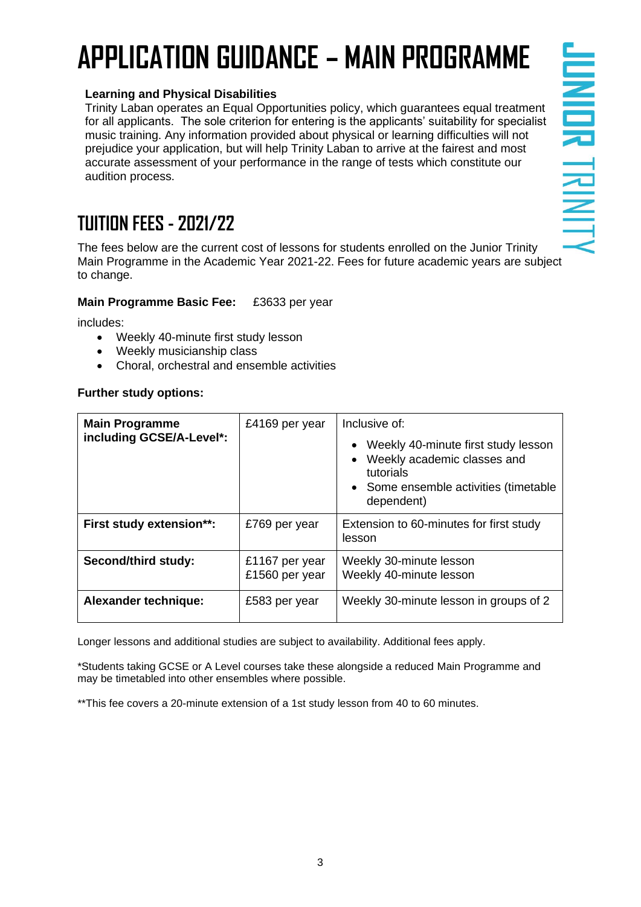# APPLICATION GUIDANCE – MAIN PROGRAMME

**Learning and Physical Disabilities**

Trinity Laban operates an Equal Opportunities policy, which guarantees equal treatment for all applicants. The sole criterion for entering is the applicants' suitability for specialist music training. Any information provided about physical or learning difficulties will not prejudice your application, but will help Trinity Laban to arrive at the fairest and most accurate assessment of your performance in the range of tests which constitute our audition process.

## TUITION FEES - 2021/22

The fees below are the current cost of lessons for students enrolled on the Junior Trinity Main Programme in the Academic Year 2021-22. Fees for future academic years are subject to change.

**Main Programme Basic Fee:** £3633 per year

includes:

- Weekly 40-minute first study lesson
- Weekly musicianship class
- Choral, orchestral and ensemble activities

**Further study options:**

| | | |
|---|---|---|
| **Main Programme including GCSE/A-Level*:** | £4169 per year | Inclusive of:<br>• Weekly 40-minute first study lesson<br>• Weekly academic classes and tutorials<br>• Some ensemble activities (timetable dependent) |
| **First study extension**:** | £769 per year | Extension to 60-minutes for first study lesson |
| **Second/third study:** | £1167 per year<br>£1560 per year | Weekly 30-minute lesson<br>Weekly 40-minute lesson |
| **Alexander technique:** | £583 per year | Weekly 30-minute lesson in groups of 2 |

Longer lessons and additional studies are subject to availability. Additional fees apply.

*Students taking GCSE or A Level courses take these alongside a reduced Main Programme and may be timetabled into other ensembles where possible.

**This fee covers a 20-minute extension of a 1st study lesson from 40 to 60 minutes.